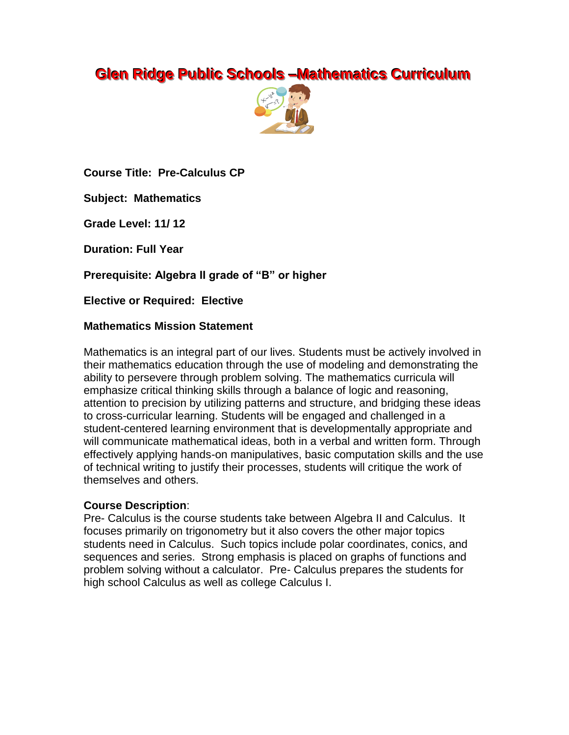# Glen Ridge Public Schools –Mathematics Curriculum

**Course Title: Pre-Calculus CP**

**Subject: Mathematics**

**Grade Level: 11/ 12**

**Duration: Full Year**

**Prerequisite: Algebra II grade of "B" or higher**

**Elective or Required: Elective**

**Mathematics Mission Statement**

Mathematics is an integral part of our lives. Students must be actively involved in their mathematics education through the use of modeling and demonstrating the ability to persevere through problem solving. The mathematics curricula will emphasize critical thinking skills through a balance of logic and reasoning, attention to precision by utilizing patterns and structure, and bridging these ideas to cross-curricular learning. Students will be engaged and challenged in a student-centered learning environment that is developmentally appropriate and will communicate mathematical ideas, both in a verbal and written form. Through effectively applying hands-on manipulatives, basic computation skills and the use of technical writing to justify their processes, students will critique the work of themselves and others.

**Course Description**:

Pre- Calculus is the course students take between Algebra II and Calculus. It focuses primarily on trigonometry but it also covers the other major topics students need in Calculus. Such topics include polar coordinates, conics, and sequences and series. Strong emphasis is placed on graphs of functions and problem solving without a calculator. Pre- Calculus prepares the students for high school Calculus as well as college Calculus I.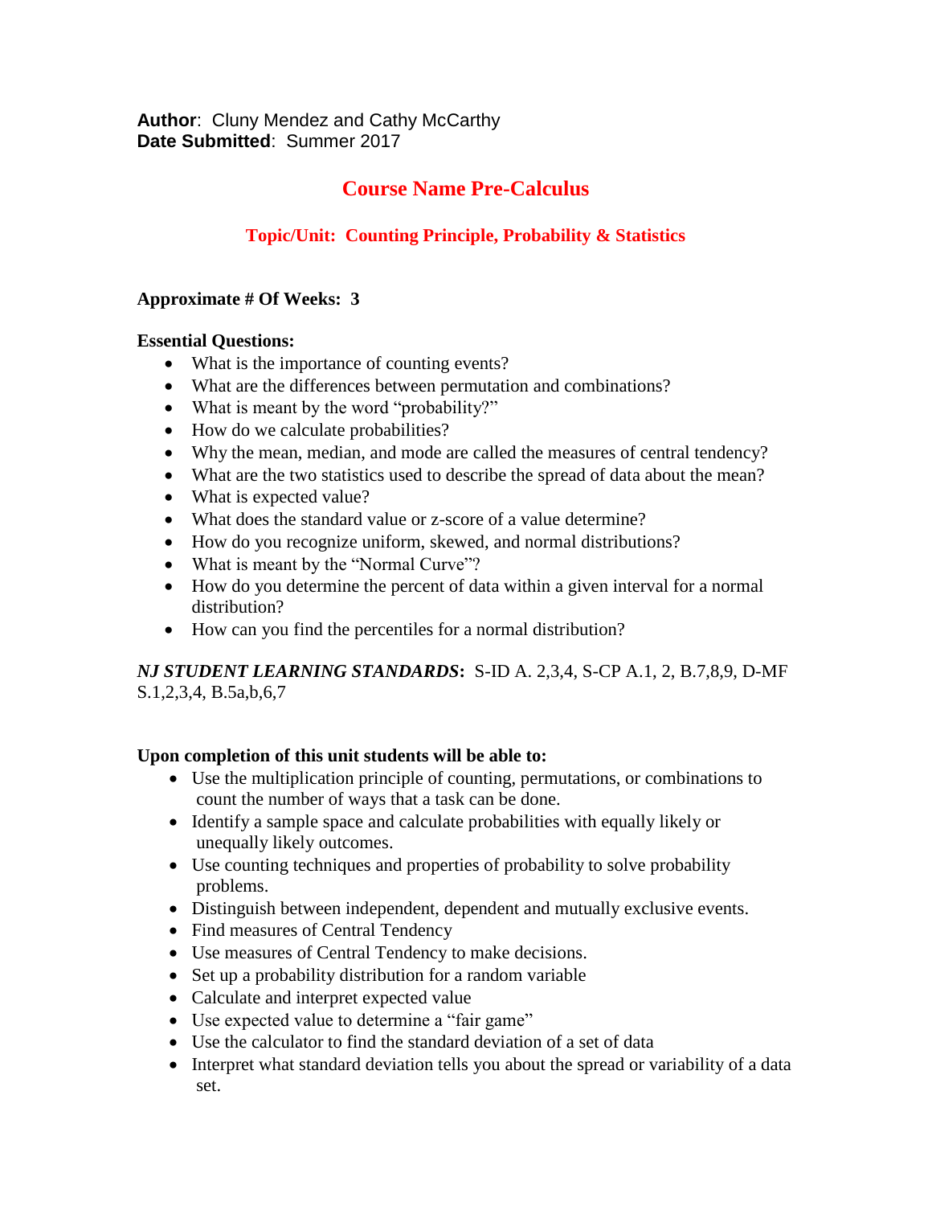**Author**: Cluny Mendez and Cathy McCarthy
**Date Submitted**: Summer 2017

# Course Name Pre-Calculus

## Topic/Unit: Counting Principle, Probability & Statistics

**Approximate # Of Weeks: 3**

**Essential Questions:**

- What is the importance of counting events?
- What are the differences between permutation and combinations?
- What is meant by the word "probability?"
- How do we calculate probabilities?
- Why the mean, median, and mode are called the measures of central tendency?
- What are the two statistics used to describe the spread of data about the mean?
- What is expected value?
- What does the standard value or z-score of a value determine?
- How do you recognize uniform, skewed, and normal distributions?
- What is meant by the "Normal Curve"?
- How do you determine the percent of data within a given interval for a normal distribution?
- How can you find the percentiles for a normal distribution?

***NJ STUDENT LEARNING STANDARDS*****:** S-ID A. 2,3,4, S-CP A.1, 2, B.7,8,9, D-MF S.1,2,3,4, B.5a,b,6,7

**Upon completion of this unit students will be able to:**

- Use the multiplication principle of counting, permutations, or combinations to count the number of ways that a task can be done.
- Identify a sample space and calculate probabilities with equally likely or unequally likely outcomes.
- Use counting techniques and properties of probability to solve probability problems.
- Distinguish between independent, dependent and mutually exclusive events.
- Find measures of Central Tendency
- Use measures of Central Tendency to make decisions.
- Set up a probability distribution for a random variable
- Calculate and interpret expected value
- Use expected value to determine a "fair game"
- Use the calculator to find the standard deviation of a set of data
- Interpret what standard deviation tells you about the spread or variability of a data set.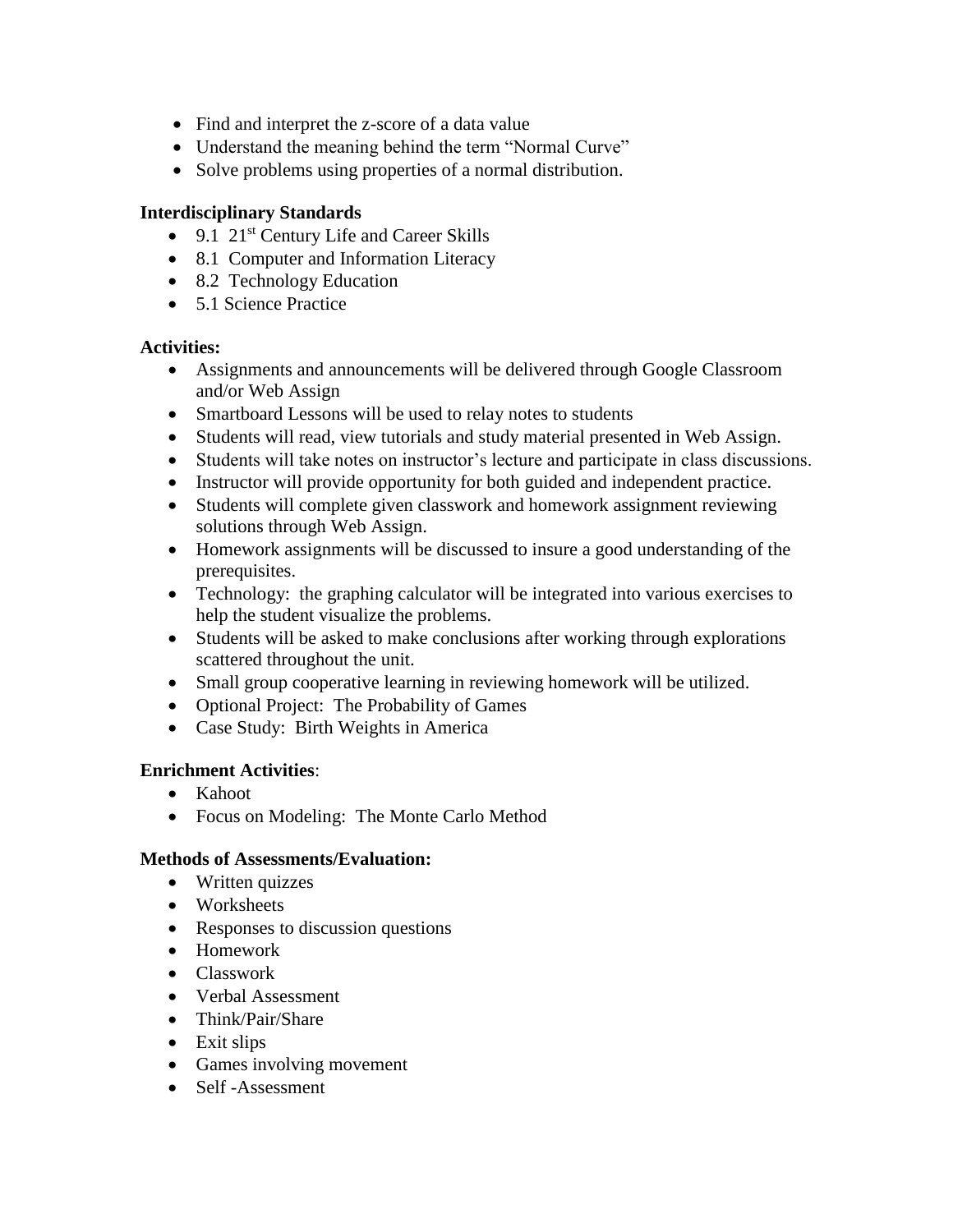- Find and interpret the z-score of a data value
- Understand the meaning behind the term "Normal Curve"
- Solve problems using properties of a normal distribution.

**Interdisciplinary Standards**

- 9.1 21st Century Life and Career Skills
- 8.1 Computer and Information Literacy
- 8.2 Technology Education
- 5.1 Science Practice

**Activities:**

- Assignments and announcements will be delivered through Google Classroom and/or Web Assign
- Smartboard Lessons will be used to relay notes to students
- Students will read, view tutorials and study material presented in Web Assign.
- Students will take notes on instructor's lecture and participate in class discussions.
- Instructor will provide opportunity for both guided and independent practice.
- Students will complete given classwork and homework assignment reviewing solutions through Web Assign.
- Homework assignments will be discussed to insure a good understanding of the prerequisites.
- Technology: the graphing calculator will be integrated into various exercises to help the student visualize the problems.
- Students will be asked to make conclusions after working through explorations scattered throughout the unit.
- Small group cooperative learning in reviewing homework will be utilized.
- Optional Project: The Probability of Games
- Case Study: Birth Weights in America

**Enrichment Activities**:

- Kahoot
- Focus on Modeling: The Monte Carlo Method

**Methods of Assessments/Evaluation:**

- Written quizzes
- Worksheets
- Responses to discussion questions
- Homework
- Classwork
- Verbal Assessment
- Think/Pair/Share
- Exit slips
- Games involving movement
- Self -Assessment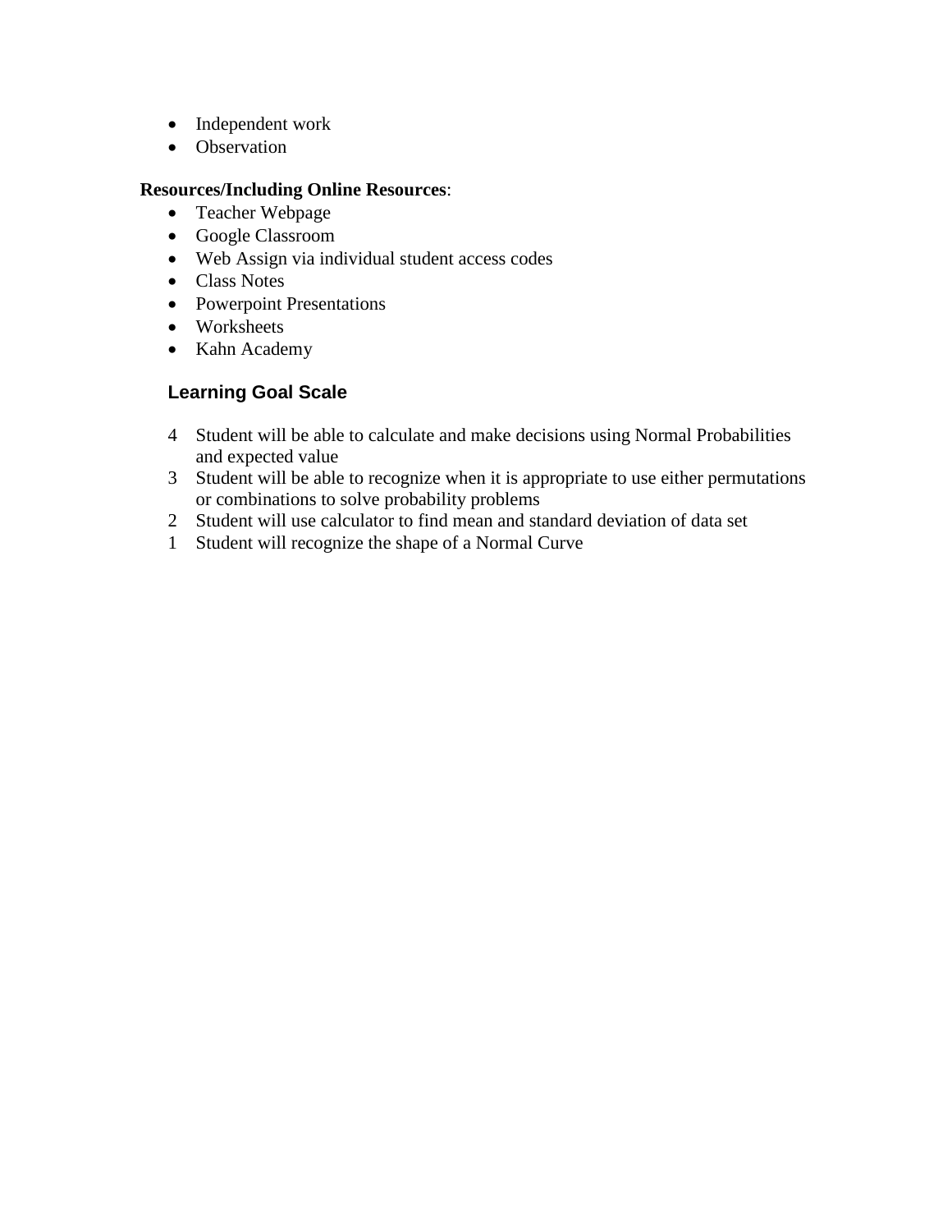- Independent work
- Observation

**Resources/Including Online Resources**:

- Teacher Webpage
- Google Classroom
- Web Assign via individual student access codes
- Class Notes
- Powerpoint Presentations
- Worksheets
- Kahn Academy

## Learning Goal Scale

4 Student will be able to calculate and make decisions using Normal Probabilities and expected value

3 Student will be able to recognize when it is appropriate to use either permutations or combinations to solve probability problems

2 Student will use calculator to find mean and standard deviation of data set

1 Student will recognize the shape of a Normal Curve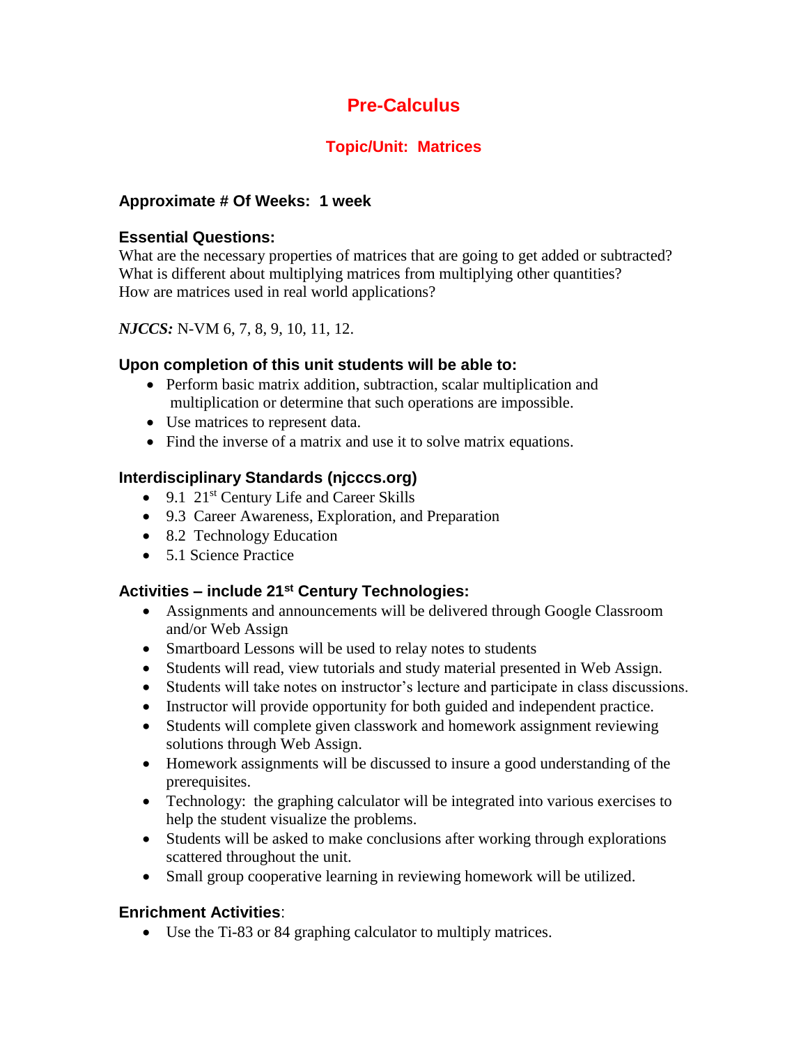# Pre-Calculus

## Topic/Unit: Matrices

**Approximate # Of Weeks: 1 week**

**Essential Questions:**
What are the necessary properties of matrices that are going to get added or subtracted?
What is different about multiplying matrices from multiplying other quantities?
How are matrices used in real world applications?

***NJCCS:*** N-VM 6, 7, 8, 9, 10, 11, 12.

**Upon completion of this unit students will be able to:**

- Perform basic matrix addition, subtraction, scalar multiplication and multiplication or determine that such operations are impossible.
- Use matrices to represent data.
- Find the inverse of a matrix and use it to solve matrix equations.

**Interdisciplinary Standards (njcccs.org)**

- 9.1 21st Century Life and Career Skills
- 9.3 Career Awareness, Exploration, and Preparation
- 8.2 Technology Education
- 5.1 Science Practice

**Activities – include 21st Century Technologies:**

- Assignments and announcements will be delivered through Google Classroom and/or Web Assign
- Smartboard Lessons will be used to relay notes to students
- Students will read, view tutorials and study material presented in Web Assign.
- Students will take notes on instructor's lecture and participate in class discussions.
- Instructor will provide opportunity for both guided and independent practice.
- Students will complete given classwork and homework assignment reviewing solutions through Web Assign.
- Homework assignments will be discussed to insure a good understanding of the prerequisites.
- Technology: the graphing calculator will be integrated into various exercises to help the student visualize the problems.
- Students will be asked to make conclusions after working through explorations scattered throughout the unit.
- Small group cooperative learning in reviewing homework will be utilized.

**Enrichment Activities**:

- Use the Ti-83 or 84 graphing calculator to multiply matrices.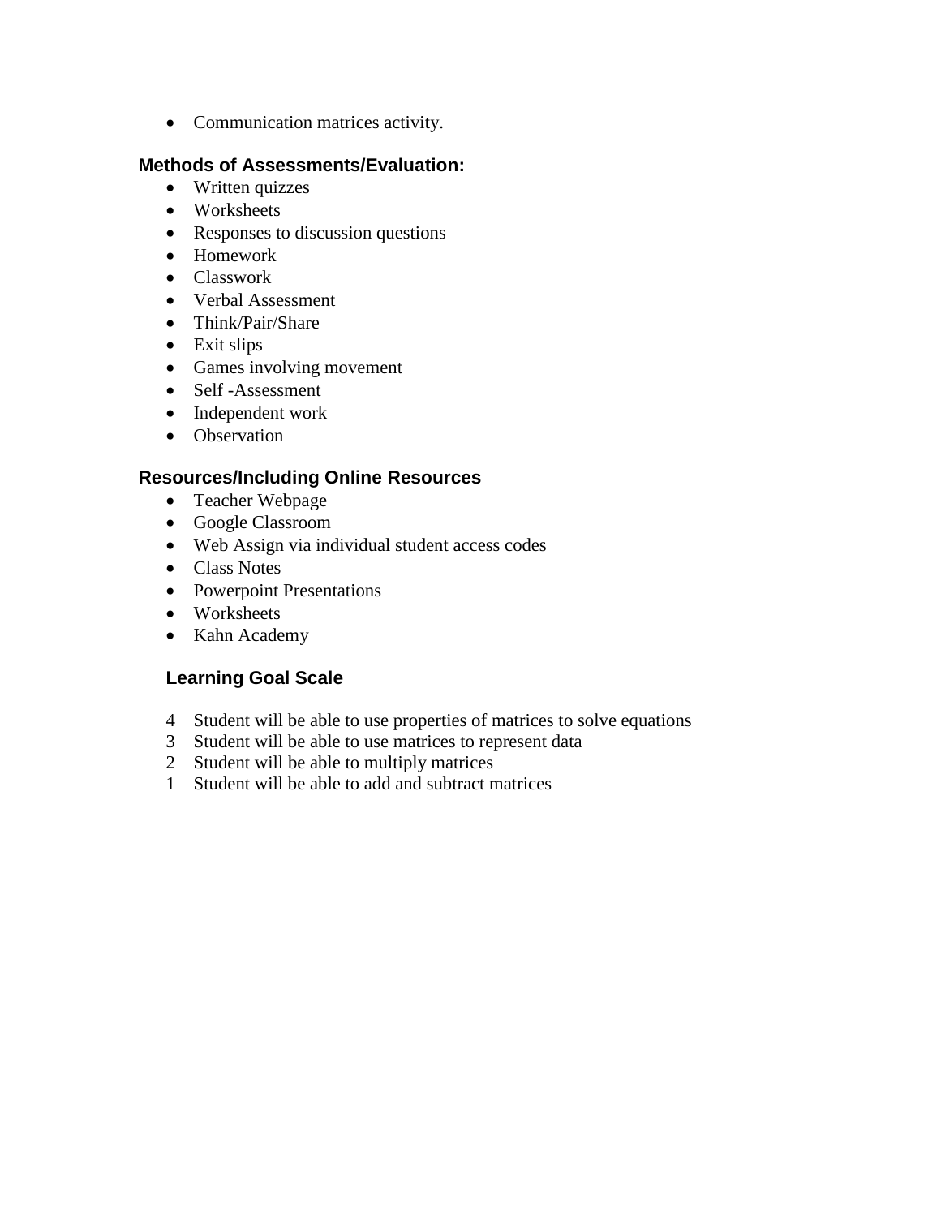- Communication matrices activity.

### Methods of Assessments/Evaluation:

- Written quizzes
- Worksheets
- Responses to discussion questions
- Homework
- Classwork
- Verbal Assessment
- Think/Pair/Share
- Exit slips
- Games involving movement
- Self -Assessment
- Independent work
- Observation

### Resources/Including Online Resources

- Teacher Webpage
- Google Classroom
- Web Assign via individual student access codes
- Class Notes
- Powerpoint Presentations
- Worksheets
- Kahn Academy

### Learning Goal Scale

4 Student will be able to use properties of matrices to solve equations
3 Student will be able to use matrices to represent data
2 Student will be able to multiply matrices
1 Student will be able to add and subtract matrices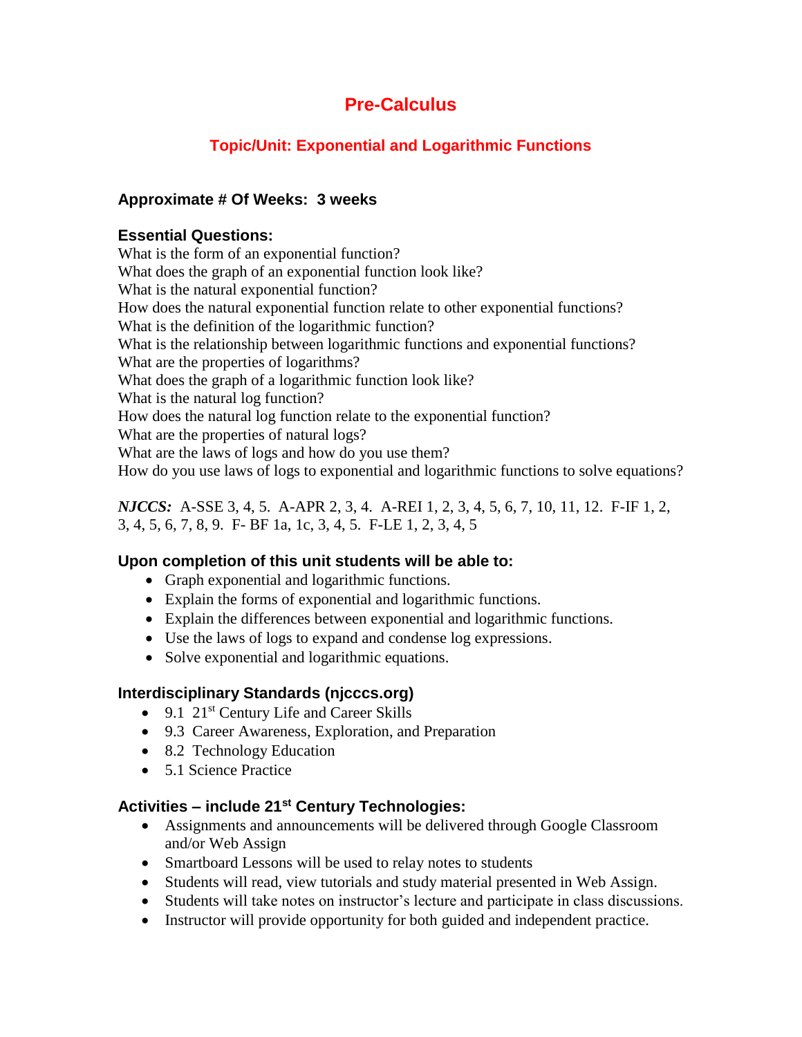# Pre-Calculus

## Topic/Unit: Exponential and Logarithmic Functions

### Approximate # Of Weeks: 3 weeks

### Essential Questions:

What is the form of an exponential function?
What does the graph of an exponential function look like?
What is the natural exponential function?
How does the natural exponential function relate to other exponential functions?
What is the definition of the logarithmic function?
What is the relationship between logarithmic functions and exponential functions?
What are the properties of logarithms?
What does the graph of a logarithmic function look like?
What is the natural log function?
How does the natural log function relate to the exponential function?
What are the properties of natural logs?
What are the laws of logs and how do you use them?
How do you use laws of logs to exponential and logarithmic functions to solve equations?

***NJCCS:*** A-SSE 3, 4, 5. A-APR 2, 3, 4. A-REI 1, 2, 3, 4, 5, 6, 7, 10, 11, 12. F-IF 1, 2, 3, 4, 5, 6, 7, 8, 9. F- BF 1a, 1c, 3, 4, 5. F-LE 1, 2, 3, 4, 5

### Upon completion of this unit students will be able to:

- Graph exponential and logarithmic functions.
- Explain the forms of exponential and logarithmic functions.
- Explain the differences between exponential and logarithmic functions.
- Use the laws of logs to expand and condense log expressions.
- Solve exponential and logarithmic equations.

### Interdisciplinary Standards (njcccs.org)

- 9.1 21st Century Life and Career Skills
- 9.3 Career Awareness, Exploration, and Preparation
- 8.2 Technology Education
- 5.1 Science Practice

### Activities – include 21st Century Technologies:

- Assignments and announcements will be delivered through Google Classroom and/or Web Assign
- Smartboard Lessons will be used to relay notes to students
- Students will read, view tutorials and study material presented in Web Assign.
- Students will take notes on instructor's lecture and participate in class discussions.
- Instructor will provide opportunity for both guided and independent practice.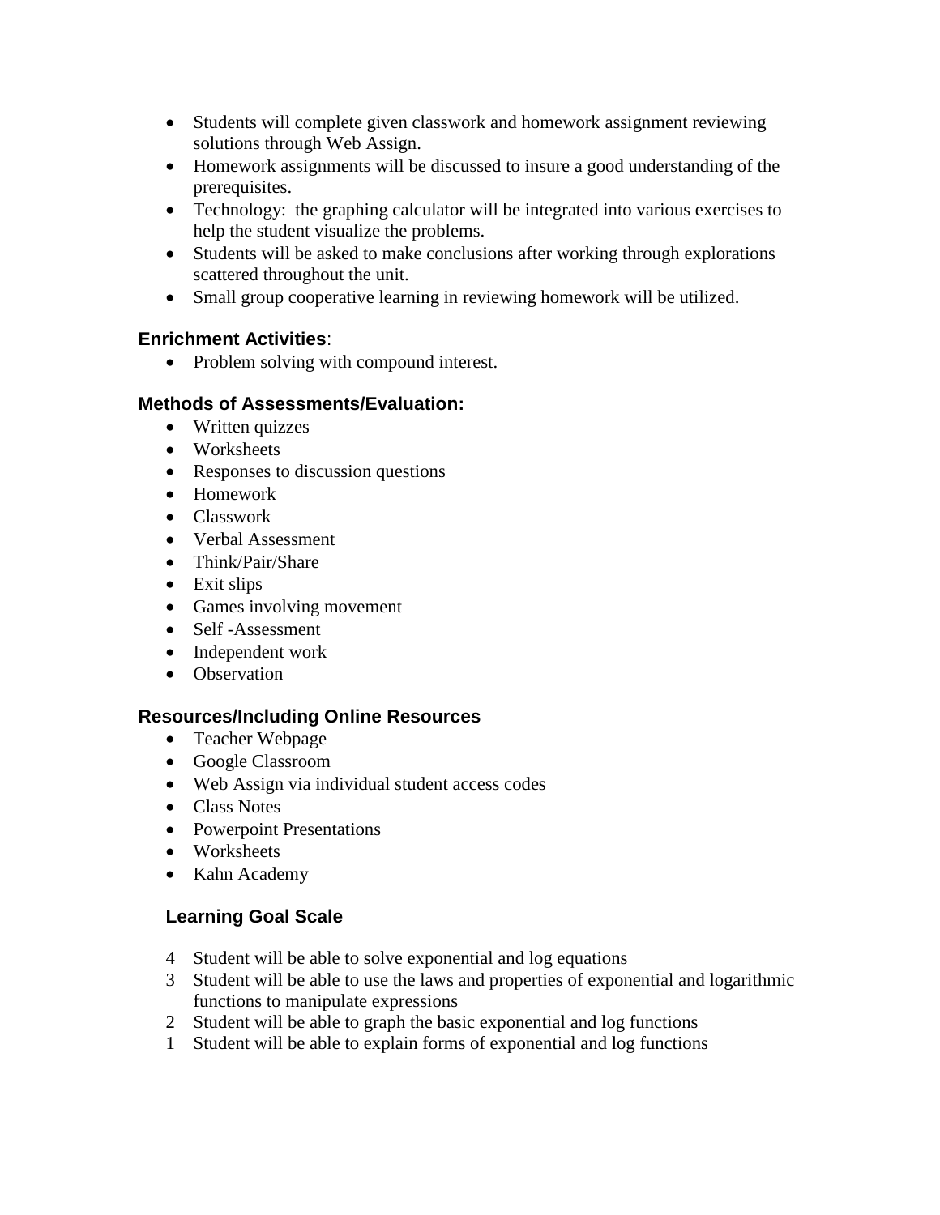- Students will complete given classwork and homework assignment reviewing solutions through Web Assign.
- Homework assignments will be discussed to insure a good understanding of the prerequisites.
- Technology: the graphing calculator will be integrated into various exercises to help the student visualize the problems.
- Students will be asked to make conclusions after working through explorations scattered throughout the unit.
- Small group cooperative learning in reviewing homework will be utilized.

### Enrichment Activities:

- Problem solving with compound interest.

### Methods of Assessments/Evaluation:

- Written quizzes
- Worksheets
- Responses to discussion questions
- Homework
- Classwork
- Verbal Assessment
- Think/Pair/Share
- Exit slips
- Games involving movement
- Self -Assessment
- Independent work
- Observation

### Resources/Including Online Resources

- Teacher Webpage
- Google Classroom
- Web Assign via individual student access codes
- Class Notes
- Powerpoint Presentations
- Worksheets
- Kahn Academy

### Learning Goal Scale

4 Student will be able to solve exponential and log equations

3 Student will be able to use the laws and properties of exponential and logarithmic functions to manipulate expressions

2 Student will be able to graph the basic exponential and log functions

1 Student will be able to explain forms of exponential and log functions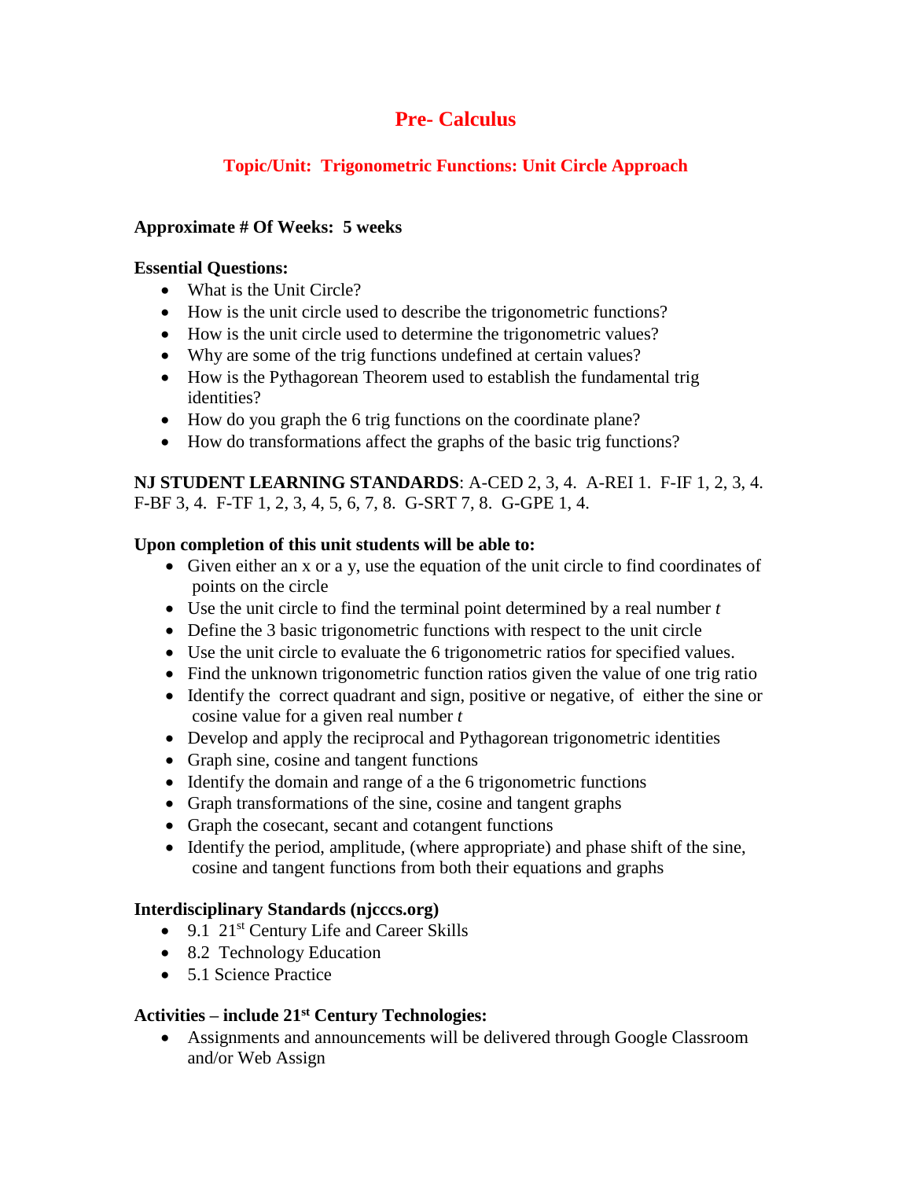# Pre- Calculus

## Topic/Unit: Trigonometric Functions: Unit Circle Approach

**Approximate # Of Weeks: 5 weeks**

**Essential Questions:**

- What is the Unit Circle?
- How is the unit circle used to describe the trigonometric functions?
- How is the unit circle used to determine the trigonometric values?
- Why are some of the trig functions undefined at certain values?
- How is the Pythagorean Theorem used to establish the fundamental trig identities?
- How do you graph the 6 trig functions on the coordinate plane?
- How do transformations affect the graphs of the basic trig functions?

**NJ STUDENT LEARNING STANDARDS**: A-CED 2, 3, 4. A-REI 1. F-IF 1, 2, 3, 4. F-BF 3, 4. F-TF 1, 2, 3, 4, 5, 6, 7, 8. G-SRT 7, 8. G-GPE 1, 4.

**Upon completion of this unit students will be able to:**

- Given either an x or a y, use the equation of the unit circle to find coordinates of points on the circle
- Use the unit circle to find the terminal point determined by a real number $t$
- Define the 3 basic trigonometric functions with respect to the unit circle
- Use the unit circle to evaluate the 6 trigonometric ratios for specified values.
- Find the unknown trigonometric function ratios given the value of one trig ratio
- Identify the correct quadrant and sign, positive or negative, of either the sine or cosine value for a given real number $t$
- Develop and apply the reciprocal and Pythagorean trigonometric identities
- Graph sine, cosine and tangent functions
- Identify the domain and range of a the 6 trigonometric functions
- Graph transformations of the sine, cosine and tangent graphs
- Graph the cosecant, secant and cotangent functions
- Identify the period, amplitude, (where appropriate) and phase shift of the sine, cosine and tangent functions from both their equations and graphs

**Interdisciplinary Standards (njcccs.org)**

- 9.1 21st Century Life and Career Skills
- 8.2 Technology Education
- 5.1 Science Practice

**Activities – include 21st Century Technologies:**

- Assignments and announcements will be delivered through Google Classroom and/or Web Assign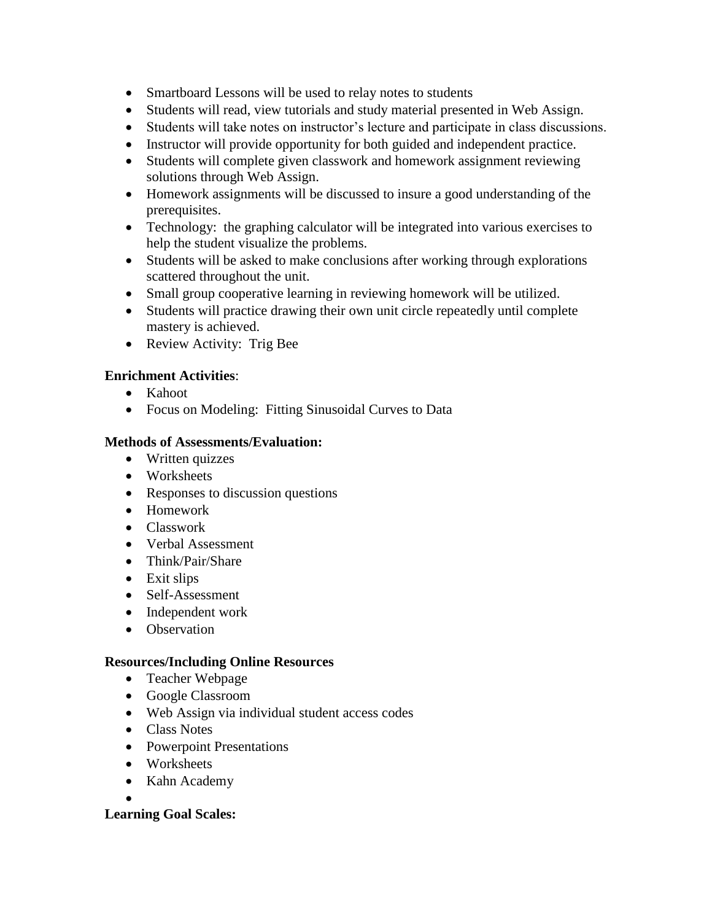- Smartboard Lessons will be used to relay notes to students
- Students will read, view tutorials and study material presented in Web Assign.
- Students will take notes on instructor's lecture and participate in class discussions.
- Instructor will provide opportunity for both guided and independent practice.
- Students will complete given classwork and homework assignment reviewing solutions through Web Assign.
- Homework assignments will be discussed to insure a good understanding of the prerequisites.
- Technology: the graphing calculator will be integrated into various exercises to help the student visualize the problems.
- Students will be asked to make conclusions after working through explorations scattered throughout the unit.
- Small group cooperative learning in reviewing homework will be utilized.
- Students will practice drawing their own unit circle repeatedly until complete mastery is achieved.
- Review Activity: Trig Bee

**Enrichment Activities**:

- Kahoot
- Focus on Modeling: Fitting Sinusoidal Curves to Data

**Methods of Assessments/Evaluation:**

- Written quizzes
- Worksheets
- Responses to discussion questions
- Homework
- Classwork
- Verbal Assessment
- Think/Pair/Share
- Exit slips
- Self-Assessment
- Independent work
- Observation

**Resources/Including Online Resources**

- Teacher Webpage
- Google Classroom
- Web Assign via individual student access codes
- Class Notes
- Powerpoint Presentations
- Worksheets
- Kahn Academy

**Learning Goal Scales:**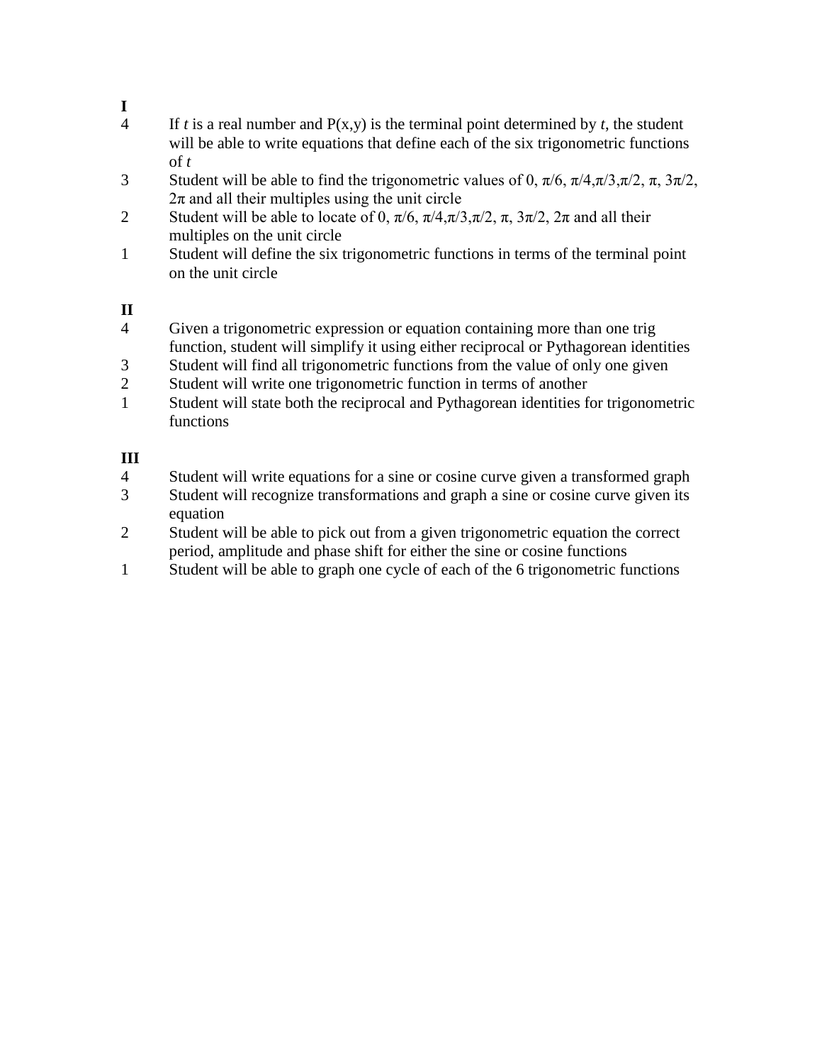**I**

4 If *t* is a real number and P(x,y) is the terminal point determined by *t*, the student will be able to write equations that define each of the six trigonometric functions of *t*

3 Student will be able to find the trigonometric values of 0, $\pi/6$, $\pi/4$, $\pi/3$, $\pi/2$, $\pi$, $3\pi/2$, $2\pi$ and all their multiples using the unit circle

2 Student will be able to locate of 0, $\pi/6$, $\pi/4$, $\pi/3$, $\pi/2$, $\pi$, $3\pi/2$, $2\pi$ and all their multiples on the unit circle

1 Student will define the six trigonometric functions in terms of the terminal point on the unit circle

**II**

4 Given a trigonometric expression or equation containing more than one trig function, student will simplify it using either reciprocal or Pythagorean identities

3 Student will find all trigonometric functions from the value of only one given

2 Student will write one trigonometric function in terms of another

1 Student will state both the reciprocal and Pythagorean identities for trigonometric functions

**III**

4 Student will write equations for a sine or cosine curve given a transformed graph

3 Student will recognize transformations and graph a sine or cosine curve given its equation

2 Student will be able to pick out from a given trigonometric equation the correct period, amplitude and phase shift for either the sine or cosine functions

1 Student will be able to graph one cycle of each of the 6 trigonometric functions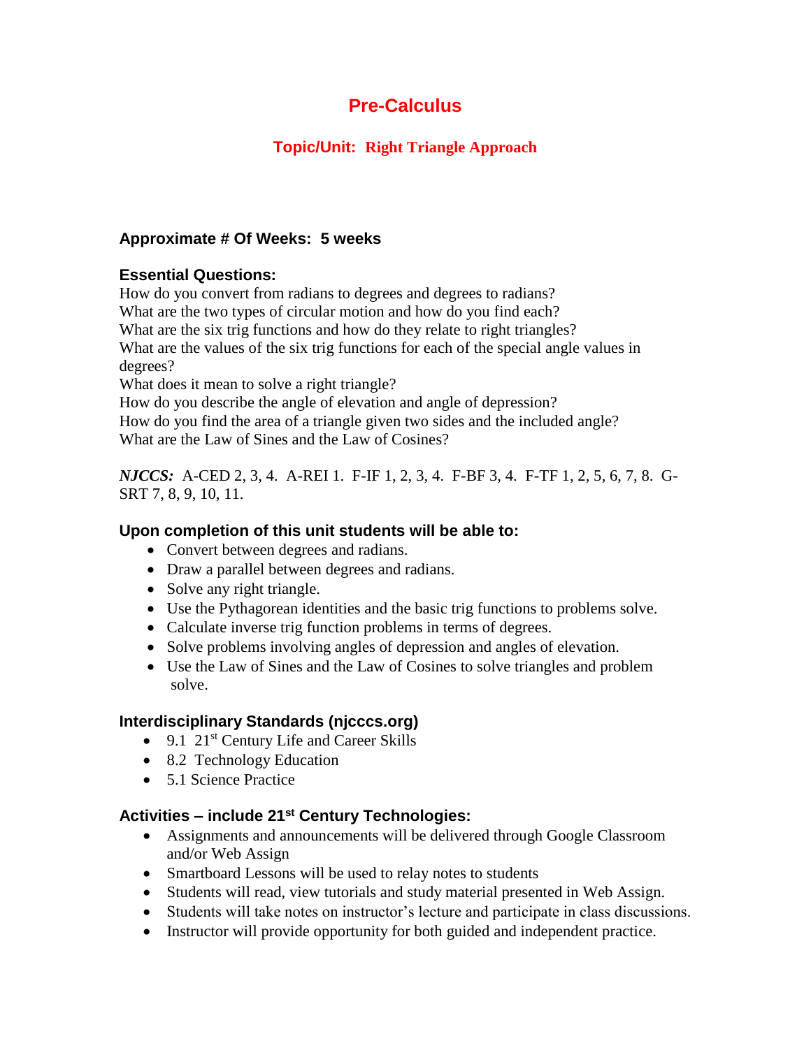# Pre-Calculus

## Topic/Unit: Right Triangle Approach

**Approximate # Of Weeks: 5 weeks**

**Essential Questions:**

How do you convert from radians to degrees and degrees to radians?
What are the two types of circular motion and how do you find each?
What are the six trig functions and how do they relate to right triangles?
What are the values of the six trig functions for each of the special angle values in degrees?
What does it mean to solve a right triangle?
How do you describe the angle of elevation and angle of depression?
How do you find the area of a triangle given two sides and the included angle?
What are the Law of Sines and the Law of Cosines?

***NJCCS:*** A-CED 2, 3, 4. A-REI 1. F-IF 1, 2, 3, 4. F-BF 3, 4. F-TF 1, 2, 5, 6, 7, 8. G-SRT 7, 8, 9, 10, 11.

**Upon completion of this unit students will be able to:**

- Convert between degrees and radians.
- Draw a parallel between degrees and radians.
- Solve any right triangle.
- Use the Pythagorean identities and the basic trig functions to problems solve.
- Calculate inverse trig function problems in terms of degrees.
- Solve problems involving angles of depression and angles of elevation.
- Use the Law of Sines and the Law of Cosines to solve triangles and problem solve.

**Interdisciplinary Standards (njcccs.org)**

- 9.1 21st Century Life and Career Skills
- 8.2 Technology Education
- 5.1 Science Practice

**Activities – include 21st Century Technologies:**

- Assignments and announcements will be delivered through Google Classroom and/or Web Assign
- Smartboard Lessons will be used to relay notes to students
- Students will read, view tutorials and study material presented in Web Assign.
- Students will take notes on instructor's lecture and participate in class discussions.
- Instructor will provide opportunity for both guided and independent practice.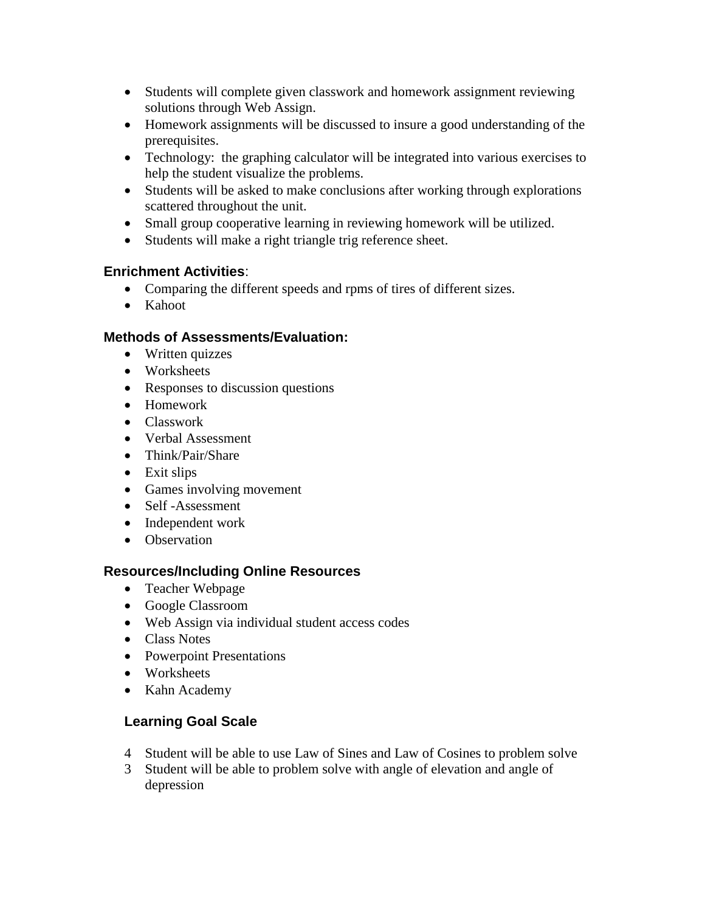- Students will complete given classwork and homework assignment reviewing solutions through Web Assign.
- Homework assignments will be discussed to insure a good understanding of the prerequisites.
- Technology:  the graphing calculator will be integrated into various exercises to help the student visualize the problems.
- Students will be asked to make conclusions after working through explorations scattered throughout the unit.
- Small group cooperative learning in reviewing homework will be utilized.
- Students will make a right triangle trig reference sheet.

### Enrichment Activities:

- Comparing the different speeds and rpms of tires of different sizes.
- Kahoot

### Methods of Assessments/Evaluation:

- Written quizzes
- Worksheets
- Responses to discussion questions
- Homework
- Classwork
- Verbal Assessment
- Think/Pair/Share
- Exit slips
- Games involving movement
- Self -Assessment
- Independent work
- Observation

### Resources/Including Online Resources

- Teacher Webpage
- Google Classroom
- Web Assign via individual student access codes
- Class Notes
- Powerpoint Presentations
- Worksheets
- Kahn Academy

### Learning Goal Scale

4 Student will be able to use Law of Sines and Law of Cosines to problem solve

3 Student will be able to problem solve with angle of elevation and angle of depression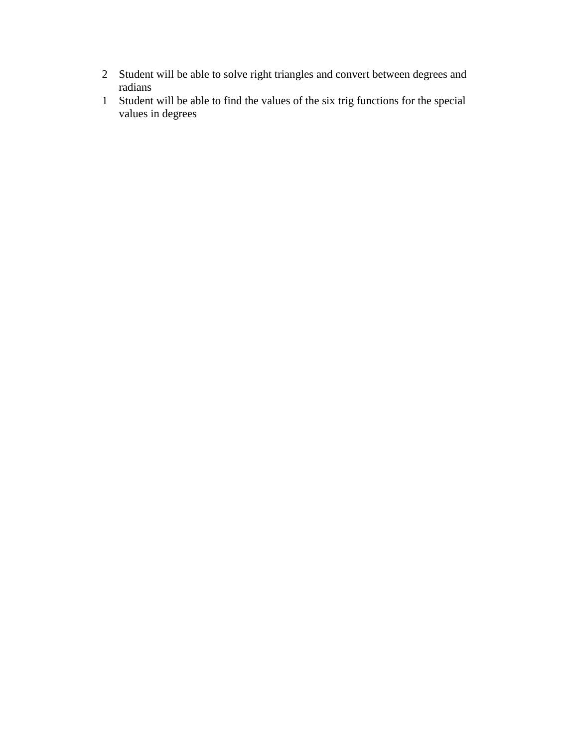2 Student will be able to solve right triangles and convert between degrees and radians

1 Student will be able to find the values of the six trig functions for the special values in degrees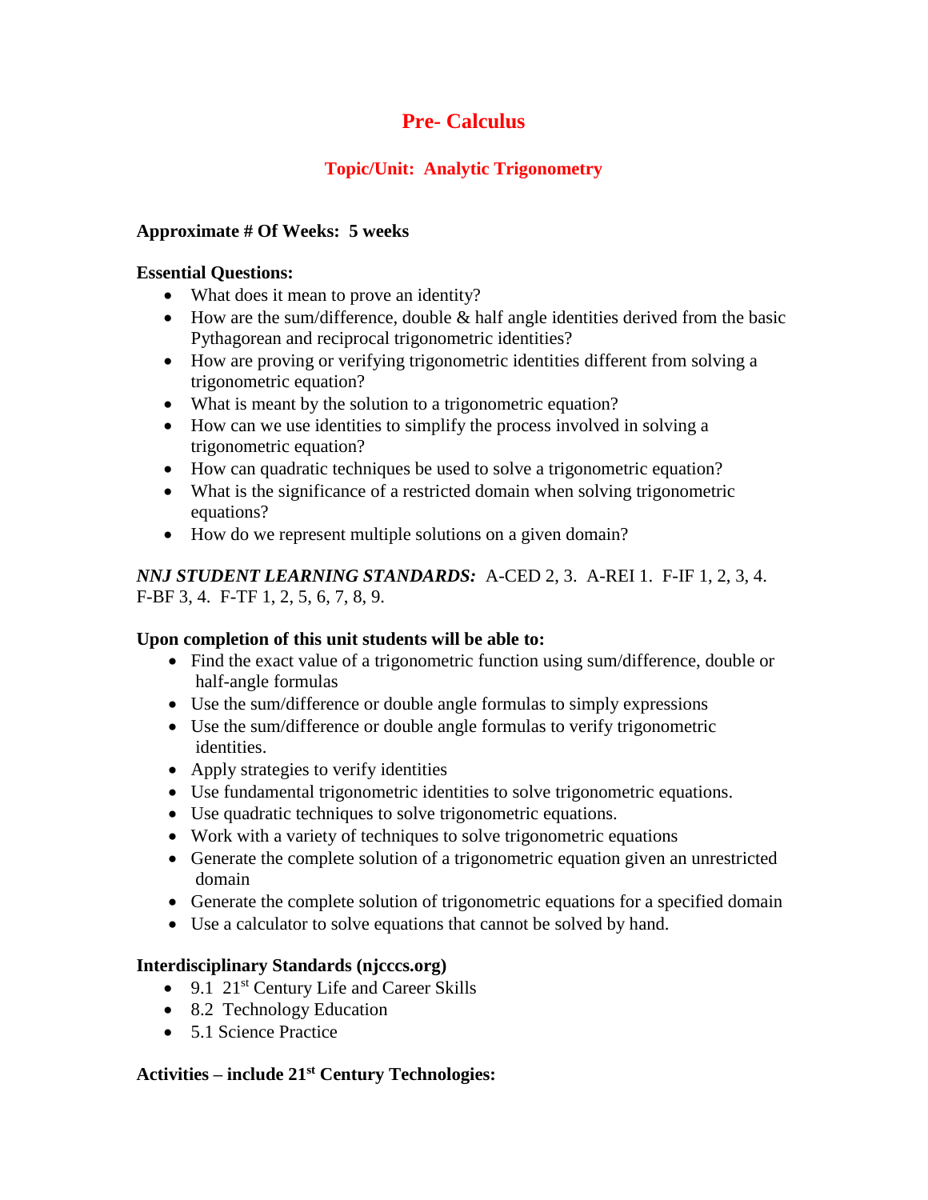# Pre- Calculus

## Topic/Unit: Analytic Trigonometry

**Approximate # Of Weeks: 5 weeks**

**Essential Questions:**

- What does it mean to prove an identity?
- How are the sum/difference, double & half angle identities derived from the basic Pythagorean and reciprocal trigonometric identities?
- How are proving or verifying trigonometric identities different from solving a trigonometric equation?
- What is meant by the solution to a trigonometric equation?
- How can we use identities to simplify the process involved in solving a trigonometric equation?
- How can quadratic techniques be used to solve a trigonometric equation?
- What is the significance of a restricted domain when solving trigonometric equations?
- How do we represent multiple solutions on a given domain?

***NNJ STUDENT LEARNING STANDARDS:*** A-CED 2, 3. A-REI 1. F-IF 1, 2, 3, 4. F-BF 3, 4. F-TF 1, 2, 5, 6, 7, 8, 9.

**Upon completion of this unit students will be able to:**

- Find the exact value of a trigonometric function using sum/difference, double or half-angle formulas
- Use the sum/difference or double angle formulas to simply expressions
- Use the sum/difference or double angle formulas to verify trigonometric identities.
- Apply strategies to verify identities
- Use fundamental trigonometric identities to solve trigonometric equations.
- Use quadratic techniques to solve trigonometric equations.
- Work with a variety of techniques to solve trigonometric equations
- Generate the complete solution of a trigonometric equation given an unrestricted domain
- Generate the complete solution of trigonometric equations for a specified domain
- Use a calculator to solve equations that cannot be solved by hand.

**Interdisciplinary Standards (njcccs.org)**

- 9.1 21st Century Life and Career Skills
- 8.2 Technology Education
- 5.1 Science Practice

**Activities – include 21st Century Technologies:**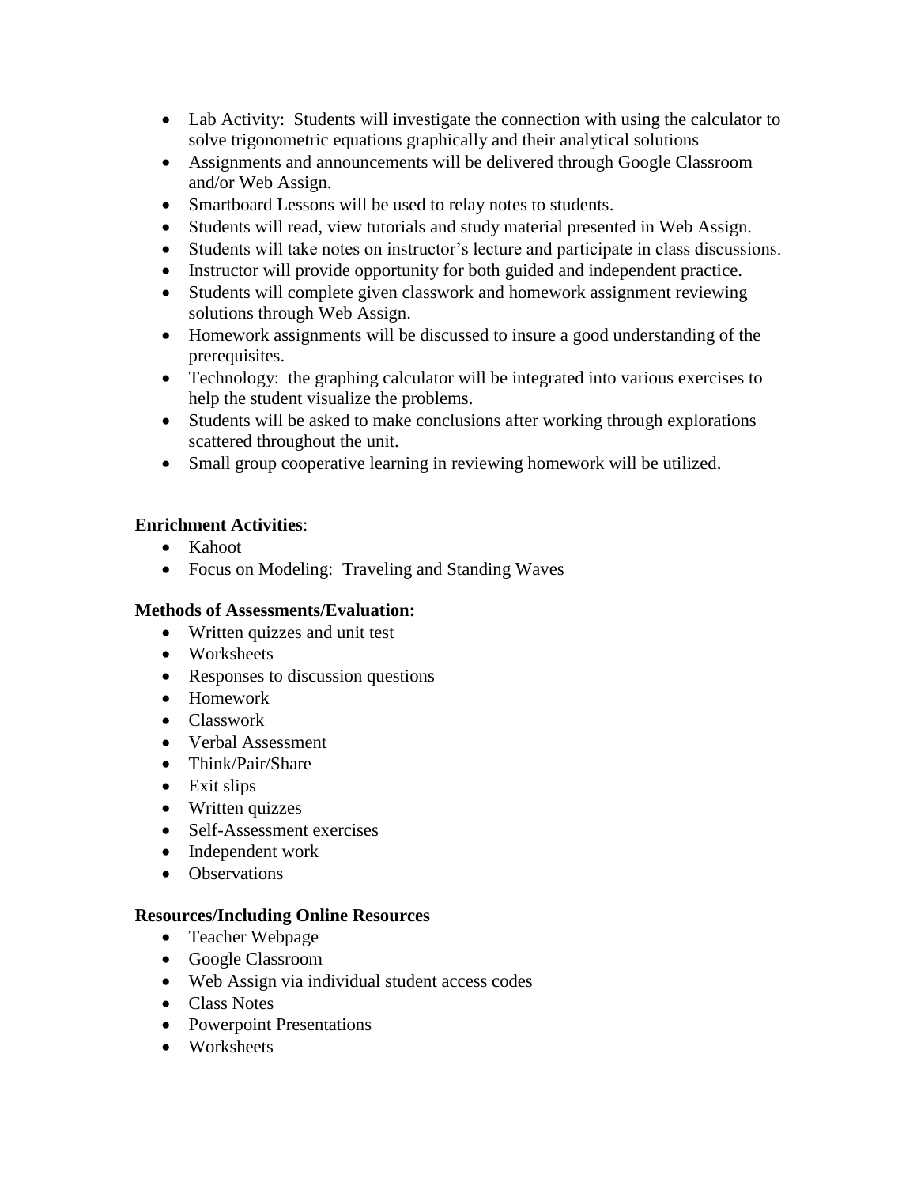- Lab Activity: Students will investigate the connection with using the calculator to solve trigonometric equations graphically and their analytical solutions
- Assignments and announcements will be delivered through Google Classroom and/or Web Assign.
- Smartboard Lessons will be used to relay notes to students.
- Students will read, view tutorials and study material presented in Web Assign.
- Students will take notes on instructor's lecture and participate in class discussions.
- Instructor will provide opportunity for both guided and independent practice.
- Students will complete given classwork and homework assignment reviewing solutions through Web Assign.
- Homework assignments will be discussed to insure a good understanding of the prerequisites.
- Technology: the graphing calculator will be integrated into various exercises to help the student visualize the problems.
- Students will be asked to make conclusions after working through explorations scattered throughout the unit.
- Small group cooperative learning in reviewing homework will be utilized.

**Enrichment Activities**:

- Kahoot
- Focus on Modeling: Traveling and Standing Waves

**Methods of Assessments/Evaluation:**

- Written quizzes and unit test
- Worksheets
- Responses to discussion questions
- Homework
- Classwork
- Verbal Assessment
- Think/Pair/Share
- Exit slips
- Written quizzes
- Self-Assessment exercises
- Independent work
- Observations

**Resources/Including Online Resources**

- Teacher Webpage
- Google Classroom
- Web Assign via individual student access codes
- Class Notes
- Powerpoint Presentations
- Worksheets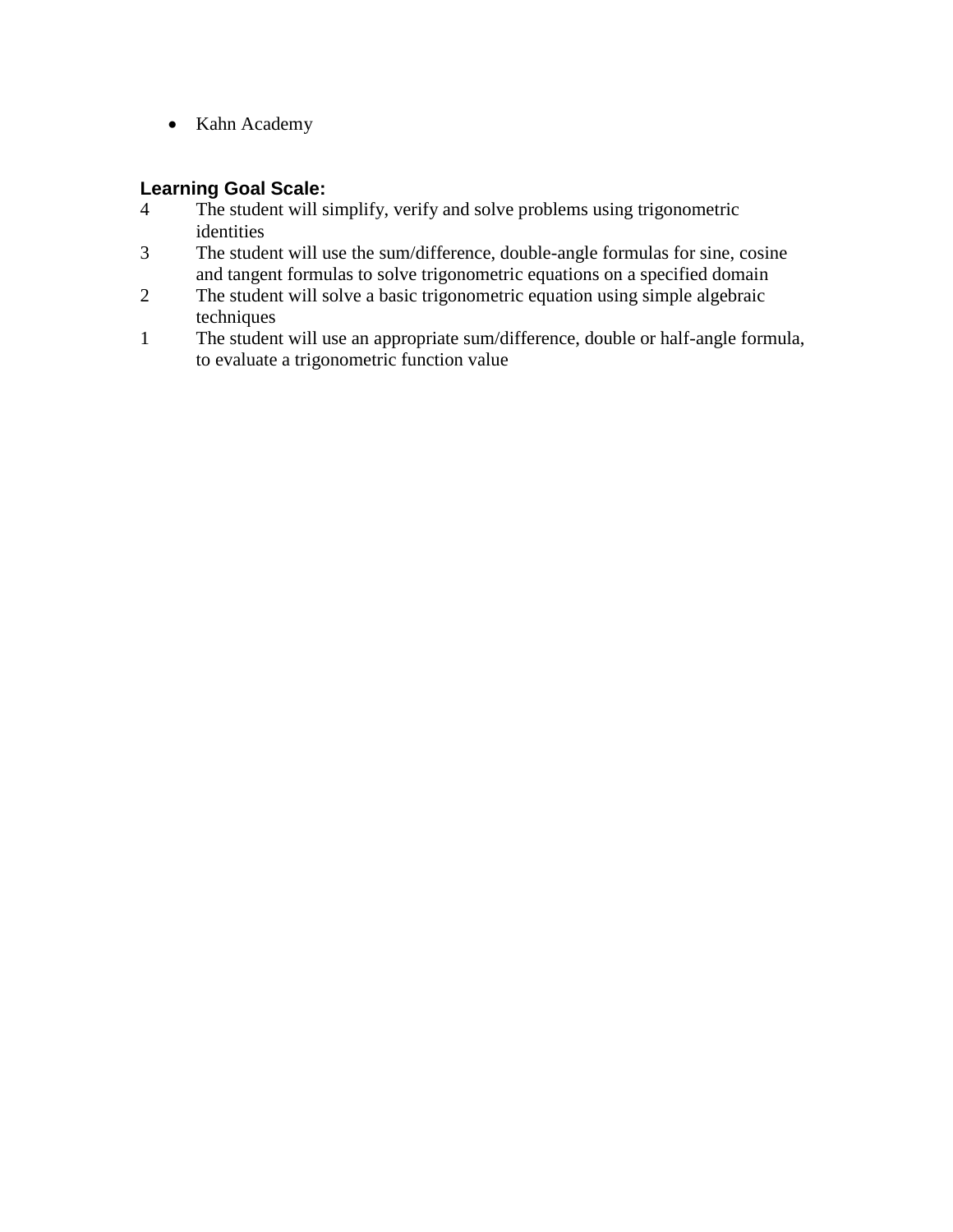- Kahn Academy

**Learning Goal Scale:**

4 The student will simplify, verify and solve problems using trigonometric identities

3 The student will use the sum/difference, double-angle formulas for sine, cosine and tangent formulas to solve trigonometric equations on a specified domain

2 The student will solve a basic trigonometric equation using simple algebraic techniques

1 The student will use an appropriate sum/difference, double or half-angle formula, to evaluate a trigonometric function value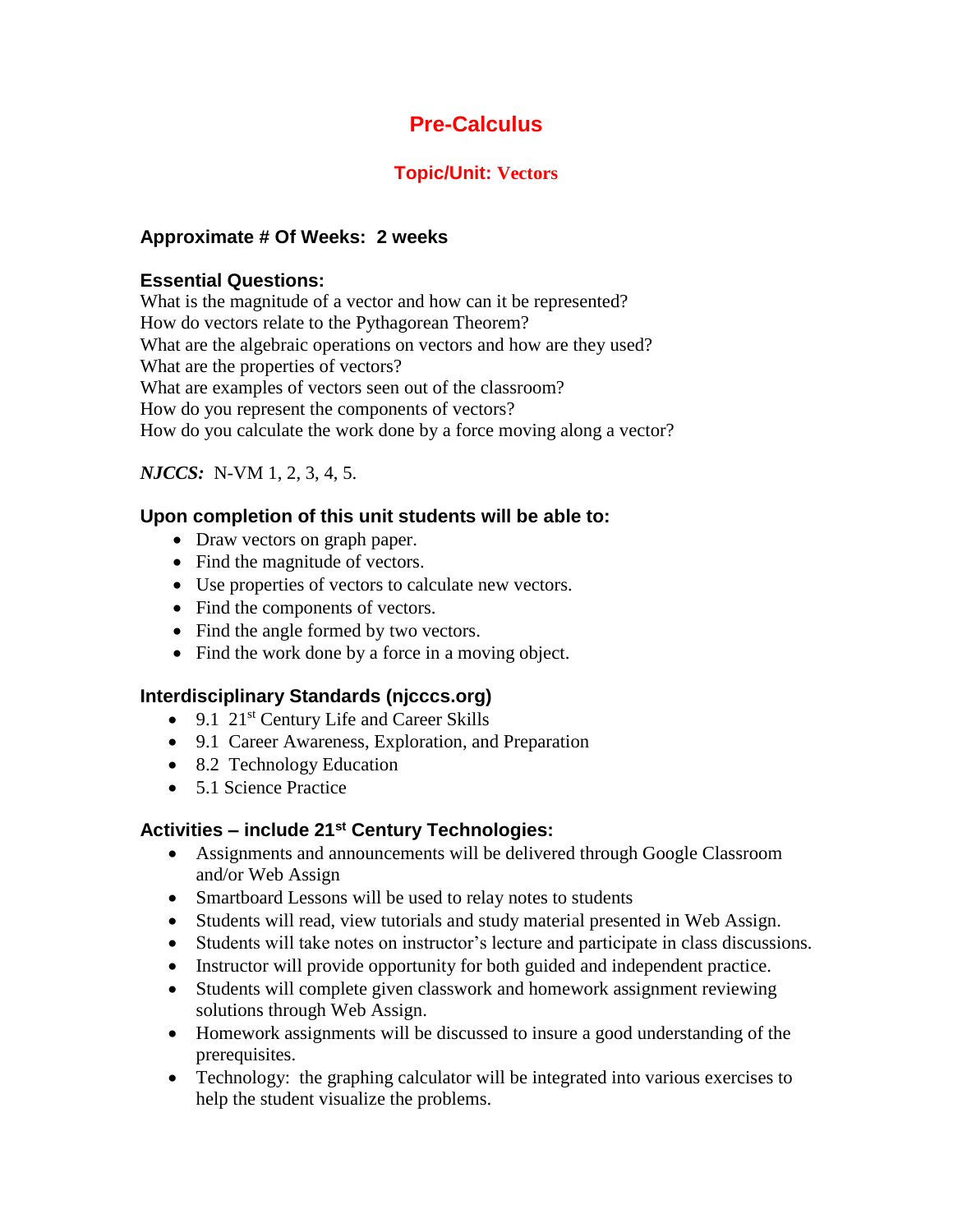# Pre-Calculus

## Topic/Unit: Vectors

**Approximate # Of Weeks: 2 weeks**

**Essential Questions:**

What is the magnitude of a vector and how can it be represented?
How do vectors relate to the Pythagorean Theorem?
What are the algebraic operations on vectors and how are they used?
What are the properties of vectors?
What are examples of vectors seen out of the classroom?
How do you represent the components of vectors?
How do you calculate the work done by a force moving along a vector?

***NJCCS:*** N-VM 1, 2, 3, 4, 5.

**Upon completion of this unit students will be able to:**

- Draw vectors on graph paper.
- Find the magnitude of vectors.
- Use properties of vectors to calculate new vectors.
- Find the components of vectors.
- Find the angle formed by two vectors.
- Find the work done by a force in a moving object.

**Interdisciplinary Standards (njcccs.org)**

- 9.1 21st Century Life and Career Skills
- 9.1 Career Awareness, Exploration, and Preparation
- 8.2 Technology Education
- 5.1 Science Practice

**Activities – include 21st Century Technologies:**

- Assignments and announcements will be delivered through Google Classroom and/or Web Assign
- Smartboard Lessons will be used to relay notes to students
- Students will read, view tutorials and study material presented in Web Assign.
- Students will take notes on instructor's lecture and participate in class discussions.
- Instructor will provide opportunity for both guided and independent practice.
- Students will complete given classwork and homework assignment reviewing solutions through Web Assign.
- Homework assignments will be discussed to insure a good understanding of the prerequisites.
- Technology: the graphing calculator will be integrated into various exercises to help the student visualize the problems.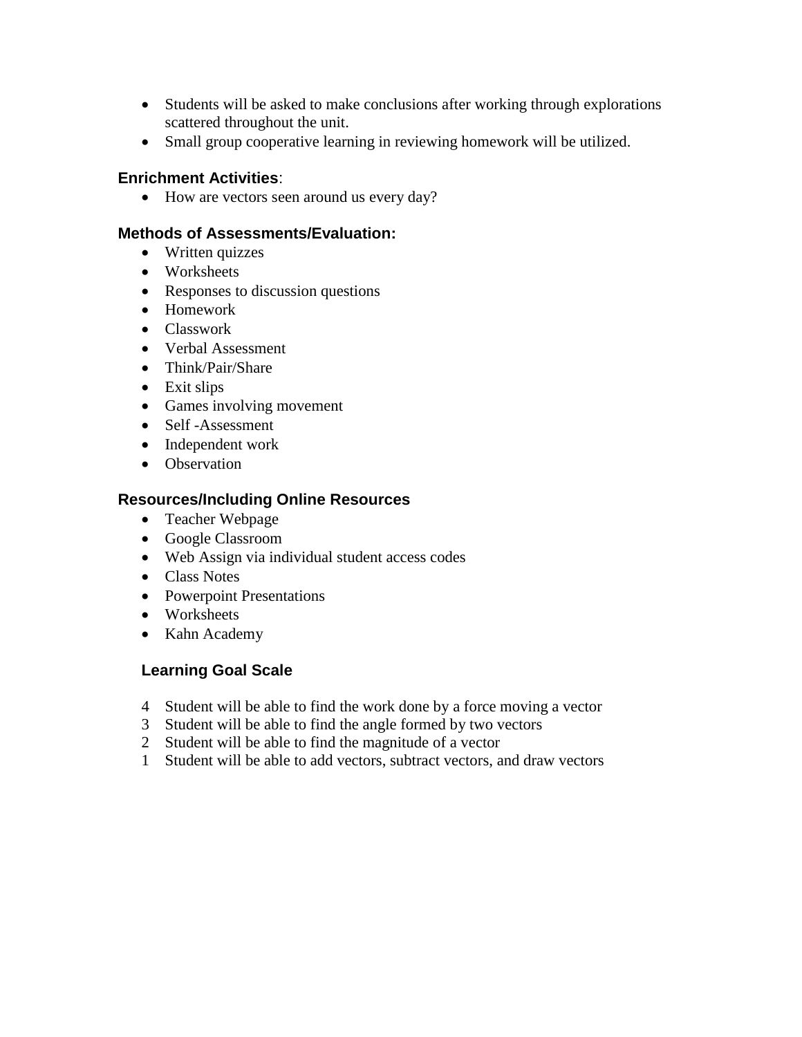- Students will be asked to make conclusions after working through explorations scattered throughout the unit.
- Small group cooperative learning in reviewing homework will be utilized.

### Enrichment Activities:

- How are vectors seen around us every day?

### Methods of Assessments/Evaluation:

- Written quizzes
- Worksheets
- Responses to discussion questions
- Homework
- Classwork
- Verbal Assessment
- Think/Pair/Share
- Exit slips
- Games involving movement
- Self -Assessment
- Independent work
- Observation

### Resources/Including Online Resources

- Teacher Webpage
- Google Classroom
- Web Assign via individual student access codes
- Class Notes
- Powerpoint Presentations
- Worksheets
- Kahn Academy

### Learning Goal Scale

4 Student will be able to find the work done by a force moving a vector
3 Student will be able to find the angle formed by two vectors
2 Student will be able to find the magnitude of a vector
1 Student will be able to add vectors, subtract vectors, and draw vectors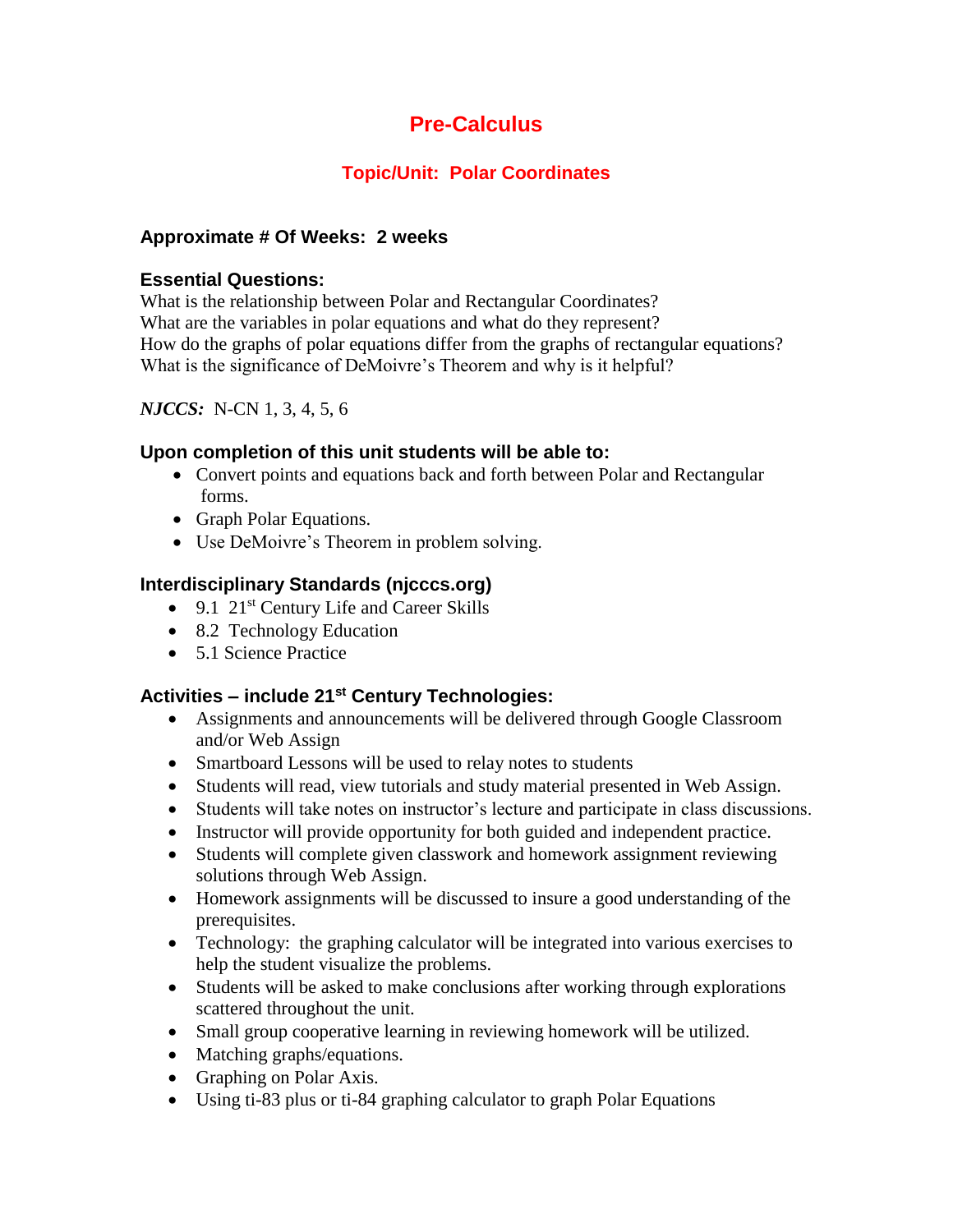# Pre-Calculus

## Topic/Unit: Polar Coordinates

**Approximate # Of Weeks: 2 weeks**

**Essential Questions:**
What is the relationship between Polar and Rectangular Coordinates?
What are the variables in polar equations and what do they represent?
How do the graphs of polar equations differ from the graphs of rectangular equations?
What is the significance of DeMoivre's Theorem and why is it helpful?

***NJCCS:*** N-CN 1, 3, 4, 5, 6

**Upon completion of this unit students will be able to:**

- Convert points and equations back and forth between Polar and Rectangular forms.
- Graph Polar Equations.
- Use DeMoivre's Theorem in problem solving.

**Interdisciplinary Standards (njcccs.org)**

- 9.1 21st Century Life and Career Skills
- 8.2 Technology Education
- 5.1 Science Practice

**Activities – include 21st Century Technologies:**

- Assignments and announcements will be delivered through Google Classroom and/or Web Assign
- Smartboard Lessons will be used to relay notes to students
- Students will read, view tutorials and study material presented in Web Assign.
- Students will take notes on instructor's lecture and participate in class discussions.
- Instructor will provide opportunity for both guided and independent practice.
- Students will complete given classwork and homework assignment reviewing solutions through Web Assign.
- Homework assignments will be discussed to insure a good understanding of the prerequisites.
- Technology: the graphing calculator will be integrated into various exercises to help the student visualize the problems.
- Students will be asked to make conclusions after working through explorations scattered throughout the unit.
- Small group cooperative learning in reviewing homework will be utilized.
- Matching graphs/equations.
- Graphing on Polar Axis.
- Using ti-83 plus or ti-84 graphing calculator to graph Polar Equations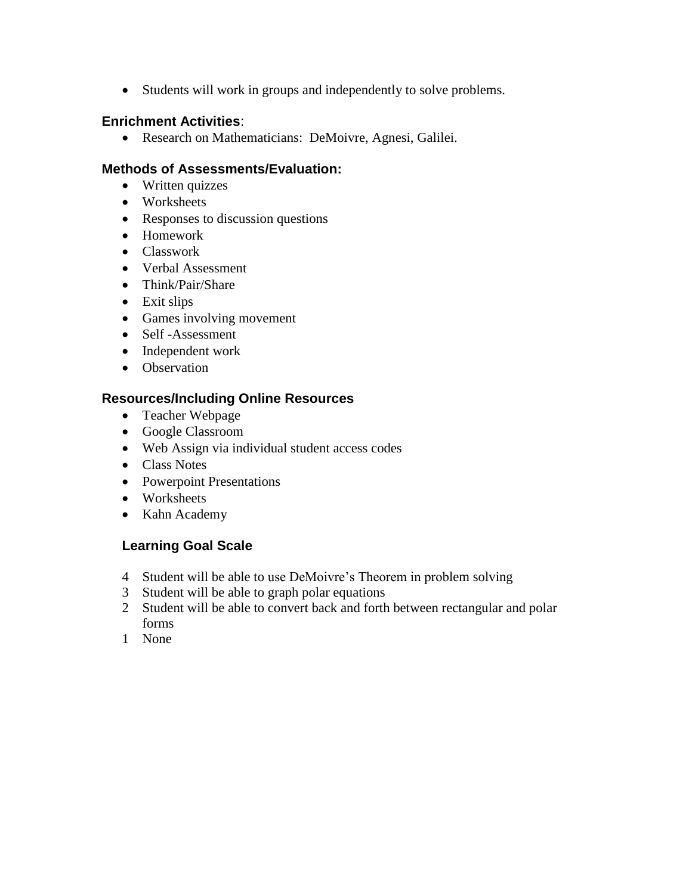- Students will work in groups and independently to solve problems.

**Enrichment Activities**:

- Research on Mathematicians: DeMoivre, Agnesi, Galilei.

### Methods of Assessments/Evaluation:

- Written quizzes
- Worksheets
- Responses to discussion questions
- Homework
- Classwork
- Verbal Assessment
- Think/Pair/Share
- Exit slips
- Games involving movement
- Self -Assessment
- Independent work
- Observation

### Resources/Including Online Resources

- Teacher Webpage
- Google Classroom
- Web Assign via individual student access codes
- Class Notes
- Powerpoint Presentations
- Worksheets
- Kahn Academy

### Learning Goal Scale

4 Student will be able to use DeMoivre's Theorem in problem solving
3 Student will be able to graph polar equations
2 Student will be able to convert back and forth between rectangular and polar forms
1 None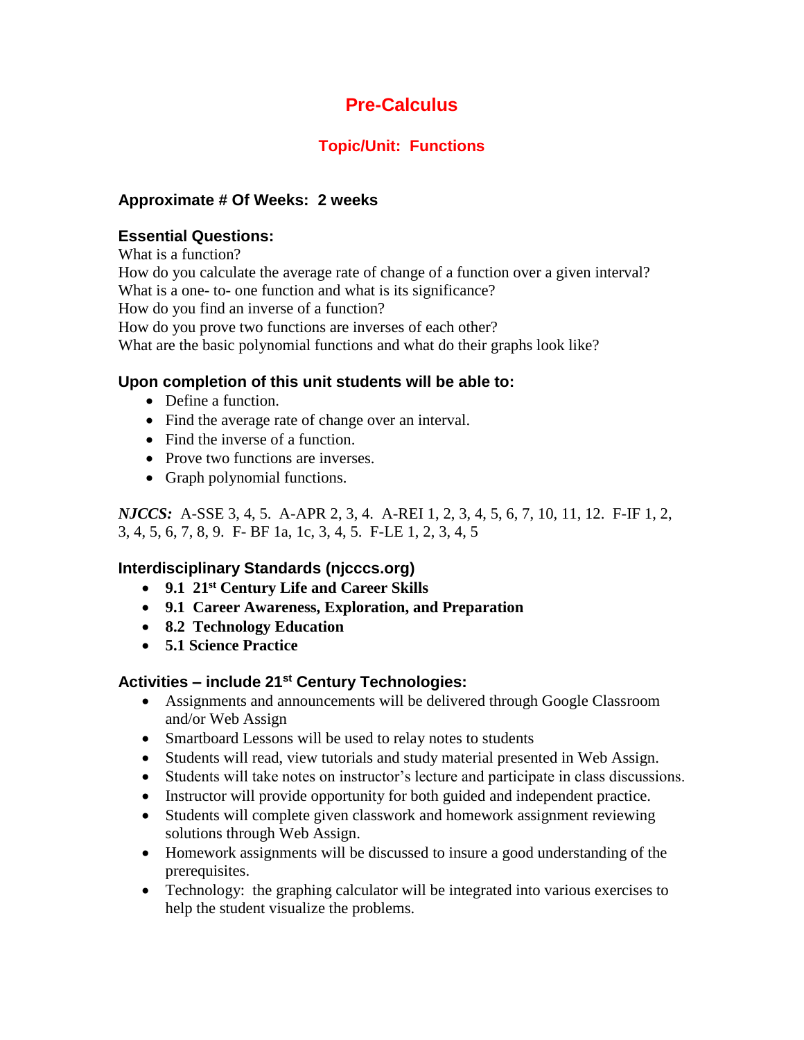# Pre-Calculus

## Topic/Unit: Functions

### Approximate # Of Weeks: 2 weeks

### Essential Questions:

What is a function?
How do you calculate the average rate of change of a function over a given interval?
What is a one- to- one function and what is its significance?
How do you find an inverse of a function?
How do you prove two functions are inverses of each other?
What are the basic polynomial functions and what do their graphs look like?

### Upon completion of this unit students will be able to:

- Define a function.
- Find the average rate of change over an interval.
- Find the inverse of a function.
- Prove two functions are inverses.
- Graph polynomial functions.

***NJCCS:*** A-SSE 3, 4, 5. A-APR 2, 3, 4. A-REI 1, 2, 3, 4, 5, 6, 7, 10, 11, 12. F-IF 1, 2, 3, 4, 5, 6, 7, 8, 9. F- BF 1a, 1c, 3, 4, 5. F-LE 1, 2, 3, 4, 5

### Interdisciplinary Standards (njcccs.org)

- **9.1 21st Century Life and Career Skills**
- **9.1 Career Awareness, Exploration, and Preparation**
- **8.2 Technology Education**
- **5.1 Science Practice**

### Activities – include 21st Century Technologies:

- Assignments and announcements will be delivered through Google Classroom and/or Web Assign
- Smartboard Lessons will be used to relay notes to students
- Students will read, view tutorials and study material presented in Web Assign.
- Students will take notes on instructor's lecture and participate in class discussions.
- Instructor will provide opportunity for both guided and independent practice.
- Students will complete given classwork and homework assignment reviewing solutions through Web Assign.
- Homework assignments will be discussed to insure a good understanding of the prerequisites.
- Technology: the graphing calculator will be integrated into various exercises to help the student visualize the problems.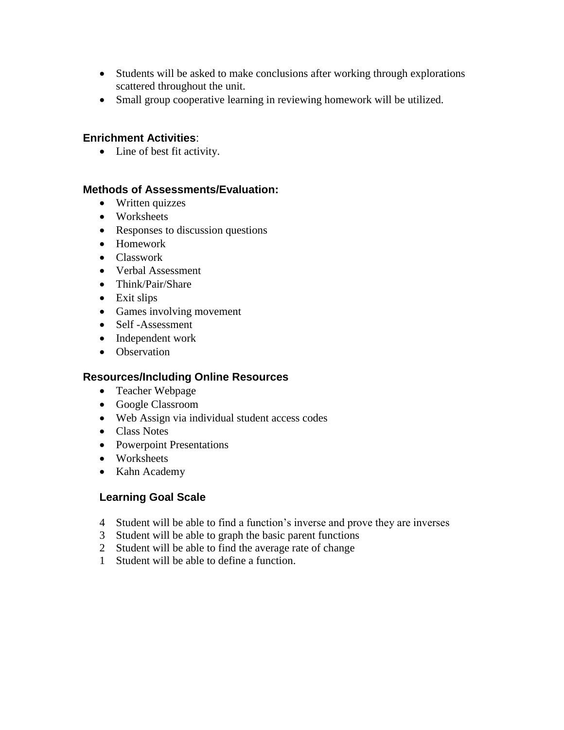- Students will be asked to make conclusions after working through explorations scattered throughout the unit.
- Small group cooperative learning in reviewing homework will be utilized.

### **Enrichment Activities**:

- Line of best fit activity.

### Methods of Assessments/Evaluation:

- Written quizzes
- Worksheets
- Responses to discussion questions
- Homework
- Classwork
- Verbal Assessment
- Think/Pair/Share
- Exit slips
- Games involving movement
- Self -Assessment
- Independent work
- Observation

### Resources/Including Online Resources

- Teacher Webpage
- Google Classroom
- Web Assign via individual student access codes
- Class Notes
- Powerpoint Presentations
- Worksheets
- Kahn Academy

### Learning Goal Scale

4 Student will be able to find a function's inverse and prove they are inverses
3 Student will be able to graph the basic parent functions
2 Student will be able to find the average rate of change
1 Student will be able to define a function.